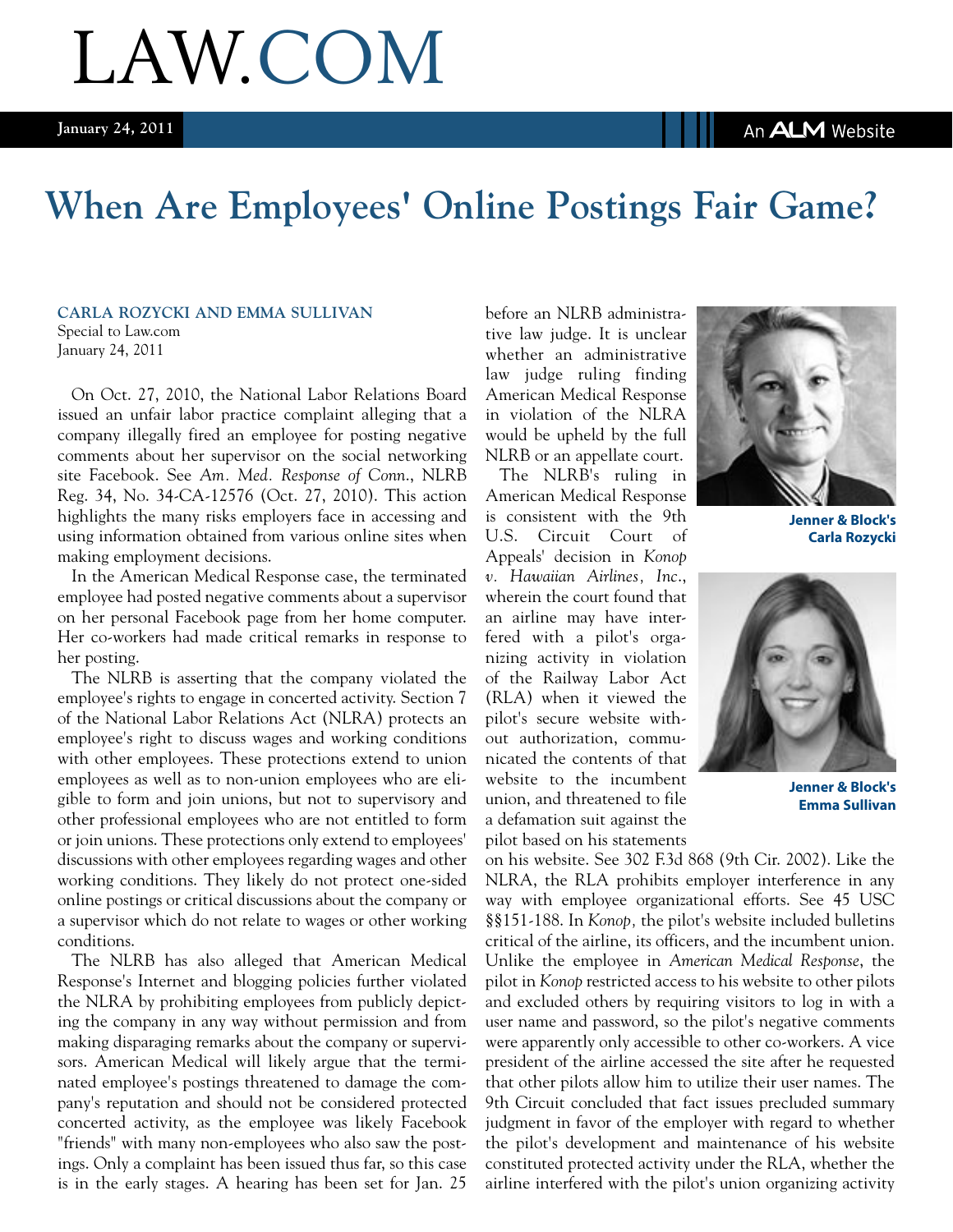# LAW.COM

January 24, 2011

# When Are Employees' Online Postings Fair Game?

**CARLA ROZYCKI AND EMMA SULLIVAN**
Special to Law.com
January 24, 2011

On Oct. 27, 2010, the National Labor Relations Board issued an unfair labor practice complaint alleging that a company illegally fired an employee for posting negative comments about her supervisor on the social networking site Facebook. See *Am. Med. Response of Conn.*, NLRB Reg. 34, No. 34-CA-12576 (Oct. 27, 2010). This action highlights the many risks employers face in accessing and using information obtained from various online sites when making employment decisions.

In the American Medical Response case, the terminated employee had posted negative comments about a supervisor on her personal Facebook page from her home computer. Her co-workers had made critical remarks in response to her posting.

The NLRB is asserting that the company violated the employee's rights to engage in concerted activity. Section 7 of the National Labor Relations Act (NLRA) protects an employee's right to discuss wages and working conditions with other employees. These protections extend to union employees as well as to non-union employees who are eligible to form and join unions, but not to supervisory and other professional employees who are not entitled to form or join unions. These protections only extend to employees' discussions with other employees regarding wages and other working conditions. They likely do not protect one-sided online postings or critical discussions about the company or a supervisor which do not relate to wages or other working conditions.

The NLRB has also alleged that American Medical Response's Internet and blogging policies further violated the NLRA by prohibiting employees from publicly depicting the company in any way without permission and from making disparaging remarks about the company or supervisors. American Medical will likely argue that the terminated employee's postings threatened to damage the company's reputation and should not be considered protected concerted activity, as the employee was likely Facebook "friends" with many non-employees who also saw the postings. Only a complaint has been issued thus far, so this case is in the early stages. A hearing has been set for Jan. 25 before an NLRB administrative law judge. It is unclear whether an administrative law judge ruling finding American Medical Response in violation of the NLRA would be upheld by the full NLRB or an appellate court.

Jenner & Block's Carla Rozycki

Jenner & Block's Emma Sullivan

The NLRB's ruling in American Medical Response is consistent with the 9th U.S. Circuit Court of Appeals' decision in *Konop v. Hawaiian Airlines, Inc.*, wherein the court found that an airline may have interfered with a pilot's organizing activity in violation of the Railway Labor Act (RLA) when it viewed the pilot's secure website without authorization, communicated the contents of that website to the incumbent union, and threatened to file a defamation suit against the pilot based on his statements on his website. See 302 F.3d 868 (9th Cir. 2002). Like the NLRA, the RLA prohibits employer interference in any way with employee organizational efforts. See 45 USC §§151-188. In *Konop,* the pilot's website included bulletins critical of the airline, its officers, and the incumbent union. Unlike the employee in *American Medical Response*, the pilot in *Konop* restricted access to his website to other pilots and excluded others by requiring visitors to log in with a user name and password, so the pilot's negative comments were apparently only accessible to other co-workers. A vice president of the airline accessed the site after he requested that other pilots allow him to utilize their user names. The 9th Circuit concluded that fact issues precluded summary judgment in favor of the employer with regard to whether the pilot's development and maintenance of his website constituted protected activity under the RLA, whether the airline interfered with the pilot's union organizing activity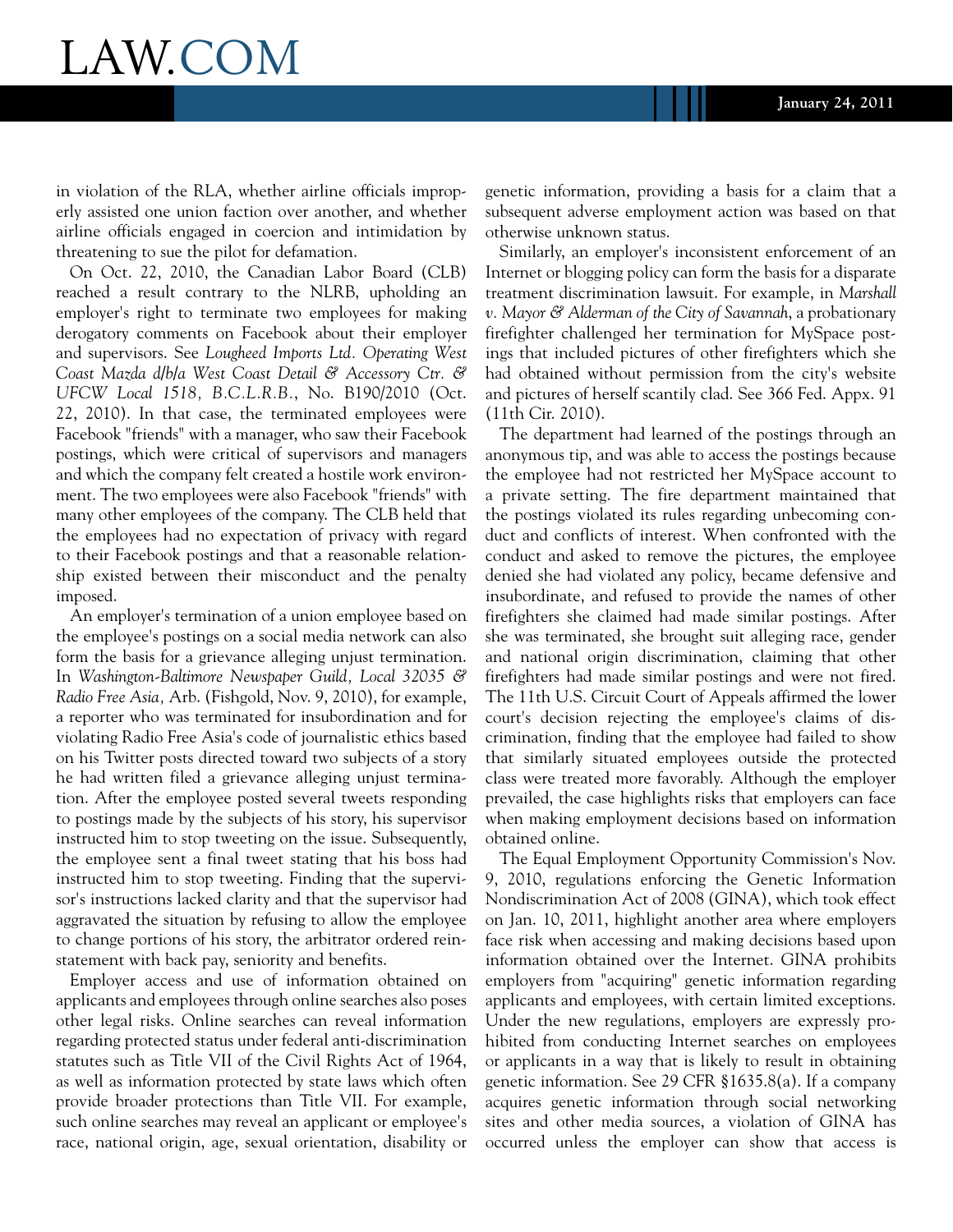in violation of the RLA, whether airline officials improperly assisted one union faction over another, and whether airline officials engaged in coercion and intimidation by threatening to sue the pilot for defamation.

On Oct. 22, 2010, the Canadian Labor Board (CLB) reached a result contrary to the NLRB, upholding an employer's right to terminate two employees for making derogatory comments on Facebook about their employer and supervisors. See *Lougheed Imports Ltd. Operating West Coast Mazda d/b/a West Coast Detail & Accessory Ctr. & UFCW Local 1518, B.C.L.R.B.*, No. B190/2010 (Oct. 22, 2010). In that case, the terminated employees were Facebook "friends" with a manager, who saw their Facebook postings, which were critical of supervisors and managers and which the company felt created a hostile work environment. The two employees were also Facebook "friends" with many other employees of the company. The CLB held that the employees had no expectation of privacy with regard to their Facebook postings and that a reasonable relationship existed between their misconduct and the penalty imposed.

An employer's termination of a union employee based on the employee's postings on a social media network can also form the basis for a grievance alleging unjust termination. In *Washington-Baltimore Newspaper Guild, Local 32035 & Radio Free Asia,* Arb. (Fishgold, Nov. 9, 2010), for example, a reporter who was terminated for insubordination and for violating Radio Free Asia's code of journalistic ethics based on his Twitter posts directed toward two subjects of a story he had written filed a grievance alleging unjust termination. After the employee posted several tweets responding to postings made by the subjects of his story, his supervisor instructed him to stop tweeting on the issue. Subsequently, the employee sent a final tweet stating that his boss had instructed him to stop tweeting. Finding that the supervisor's instructions lacked clarity and that the supervisor had aggravated the situation by refusing to allow the employee to change portions of his story, the arbitrator ordered reinstatement with back pay, seniority and benefits.

Employer access and use of information obtained on applicants and employees through online searches also poses other legal risks. Online searches can reveal information regarding protected status under federal anti-discrimination statutes such as Title VII of the Civil Rights Act of 1964, as well as information protected by state laws which often provide broader protections than Title VII. For example, such online searches may reveal an applicant or employee's race, national origin, age, sexual orientation, disability or genetic information, providing a basis for a claim that a subsequent adverse employment action was based on that otherwise unknown status.

Similarly, an employer's inconsistent enforcement of an Internet or blogging policy can form the basis for a disparate treatment discrimination lawsuit. For example, in *Marshall v. Mayor & Alderman of the City of Savannah*, a probationary firefighter challenged her termination for MySpace postings that included pictures of other firefighters which she had obtained without permission from the city's website and pictures of herself scantily clad. See 366 Fed. Appx. 91 (11th Cir. 2010).

The department had learned of the postings through an anonymous tip, and was able to access the postings because the employee had not restricted her MySpace account to a private setting. The fire department maintained that the postings violated its rules regarding unbecoming conduct and conflicts of interest. When confronted with the conduct and asked to remove the pictures, the employee denied she had violated any policy, became defensive and insubordinate, and refused to provide the names of other firefighters she claimed had made similar postings. After she was terminated, she brought suit alleging race, gender and national origin discrimination, claiming that other firefighters had made similar postings and were not fired. The 11th U.S. Circuit Court of Appeals affirmed the lower court's decision rejecting the employee's claims of discrimination, finding that the employee had failed to show that similarly situated employees outside the protected class were treated more favorably. Although the employer prevailed, the case highlights risks that employers can face when making employment decisions based on information obtained online.

The Equal Employment Opportunity Commission's Nov. 9, 2010, regulations enforcing the Genetic Information Nondiscrimination Act of 2008 (GINA), which took effect on Jan. 10, 2011, highlight another area where employers face risk when accessing and making decisions based upon information obtained over the Internet. GINA prohibits employers from "acquiring" genetic information regarding applicants and employees, with certain limited exceptions. Under the new regulations, employers are expressly prohibited from conducting Internet searches on employees or applicants in a way that is likely to result in obtaining genetic information. See 29 CFR §1635.8(a). If a company acquires genetic information through social networking sites and other media sources, a violation of GINA has occurred unless the employer can show that access is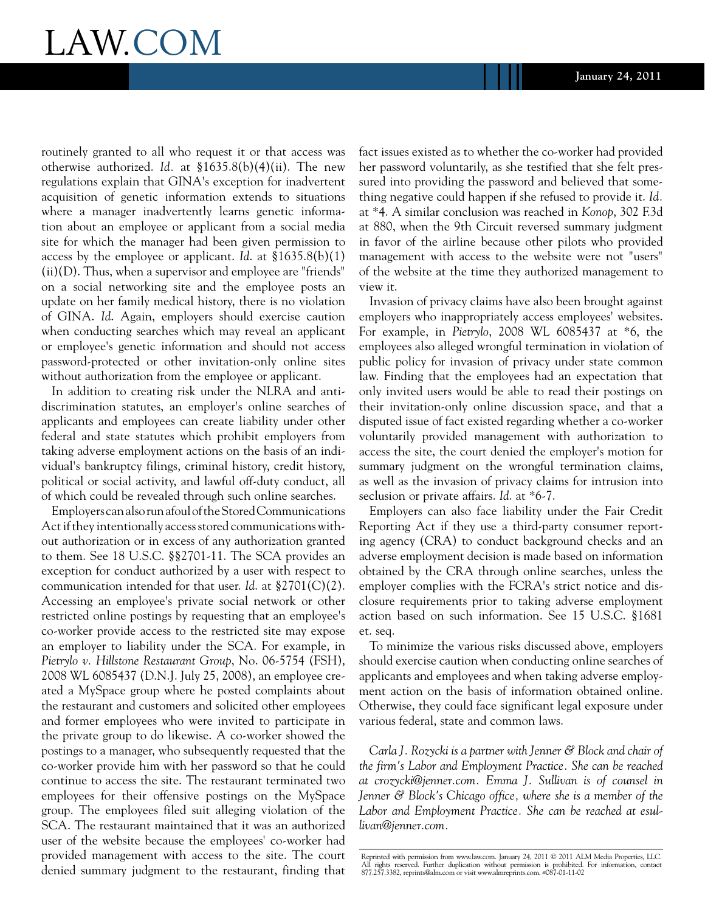routinely granted to all who request it or that access was otherwise authorized. *Id.* at §1635.8(b)(4)(ii). The new regulations explain that GINA's exception for inadvertent acquisition of genetic information extends to situations where a manager inadvertently learns genetic information about an employee or applicant from a social media site for which the manager had been given permission to access by the employee or applicant. *Id.* at §1635.8(b)(1)(ii)(D). Thus, when a supervisor and employee are "friends" on a social networking site and the employee posts an update on her family medical history, there is no violation of GINA. *Id.* Again, employers should exercise caution when conducting searches which may reveal an applicant or employee's genetic information and should not access password-protected or other invitation-only online sites without authorization from the employee or applicant.

In addition to creating risk under the NLRA and anti-discrimination statutes, an employer's online searches of applicants and employees can create liability under other federal and state statutes which prohibit employers from taking adverse employment actions on the basis of an individual's bankruptcy filings, criminal history, credit history, political or social activity, and lawful off-duty conduct, all of which could be revealed through such online searches.

Employers can also run afoul of the Stored Communications Act if they intentionally access stored communications without authorization or in excess of any authorization granted to them. See 18 U.S.C. §§2701-11. The SCA provides an exception for conduct authorized by a user with respect to communication intended for that user. *Id.* at §2701(C)(2). Accessing an employee's private social network or other restricted online postings by requesting that an employee's co-worker provide access to the restricted site may expose an employer to liability under the SCA. For example, in *Pietrylo v. Hillstone Restaurant Group*, No. 06-5754 (FSH), 2008 WL 6085437 (D.N.J. July 25, 2008), an employee created a MySpace group where he posted complaints about the restaurant and customers and solicited other employees and former employees who were invited to participate in the private group to do likewise. A co-worker showed the postings to a manager, who subsequently requested that the co-worker provide him with her password so that he could continue to access the site. The restaurant terminated two employees for their offensive postings on the MySpace group. The employees filed suit alleging violation of the SCA. The restaurant maintained that it was an authorized user of the website because the employees' co-worker had provided management with access to the site. The court denied summary judgment to the restaurant, finding that fact issues existed as to whether the co-worker had provided her password voluntarily, as she testified that she felt pressured into providing the password and believed that something negative could happen if she refused to provide it. *Id.* at *4. A similar conclusion was reached in *Konop*, 302 F.3d at 880, when the 9th Circuit reversed summary judgment in favor of the airline because other pilots who provided management with access to the website were not "users" of the website at the time they authorized management to view it.

Invasion of privacy claims have also been brought against employers who inappropriately access employees' websites. For example, in *Pietrylo*, 2008 WL 6085437 at *6, the employees also alleged wrongful termination in violation of public policy for invasion of privacy under state common law. Finding that the employees had an expectation that only invited users would be able to read their postings on their invitation-only online discussion space, and that a disputed issue of fact existed regarding whether a co-worker voluntarily provided management with authorization to access the site, the court denied the employer's motion for summary judgment on the wrongful termination claims, as well as the invasion of privacy claims for intrusion into seclusion or private affairs. *Id.* at *6-7.

Employers can also face liability under the Fair Credit Reporting Act if they use a third-party consumer reporting agency (CRA) to conduct background checks and an adverse employment decision is made based on information obtained by the CRA through online searches, unless the employer complies with the FCRA's strict notice and disclosure requirements prior to taking adverse employment action based on such information. See 15 U.S.C. §1681 et. seq.

To minimize the various risks discussed above, employers should exercise caution when conducting online searches of applicants and employees and when taking adverse employment action on the basis of information obtained online. Otherwise, they could face significant legal exposure under various federal, state and common laws.

*Carla J. Rozycki is a partner with Jenner & Block and chair of the firm's Labor and Employment Practice. She can be reached at crozycki@jenner.com. Emma J. Sullivan is of counsel in Jenner & Block's Chicago office, where she is a member of the Labor and Employment Practice. She can be reached at esullivan@jenner.com.*

Reprinted with permission from www.law.com. January 24, 2011 © 2011 ALM Media Properties, LLC. All rights reserved. Further duplication without permission is prohibited. For information, contact 877.257.3382, reprints@alm.com or visit www.almreprints.com. #087-01-11-02